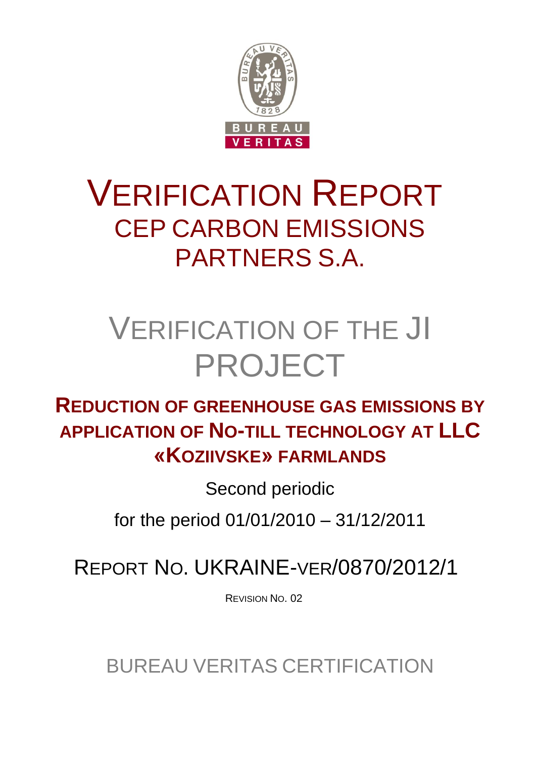# VERIFICATION REPORT
## CEP CARBON EMISSIONS PARTNERS S.A.

# VERIFICATION OF THE JI PROJECT

## REDUCTION OF GREENHOUSE GAS EMISSIONS BY APPLICATION OF NO-TILL TECHNOLOGY AT LLC «KOZIIVSKE» FARMLANDS

Second periodic

for the period 01/01/2010 – 31/12/2011

REPORT NO. UKRAINE-VER/0870/2012/1

REVISION NO. 02

BUREAU VERITAS CERTIFICATION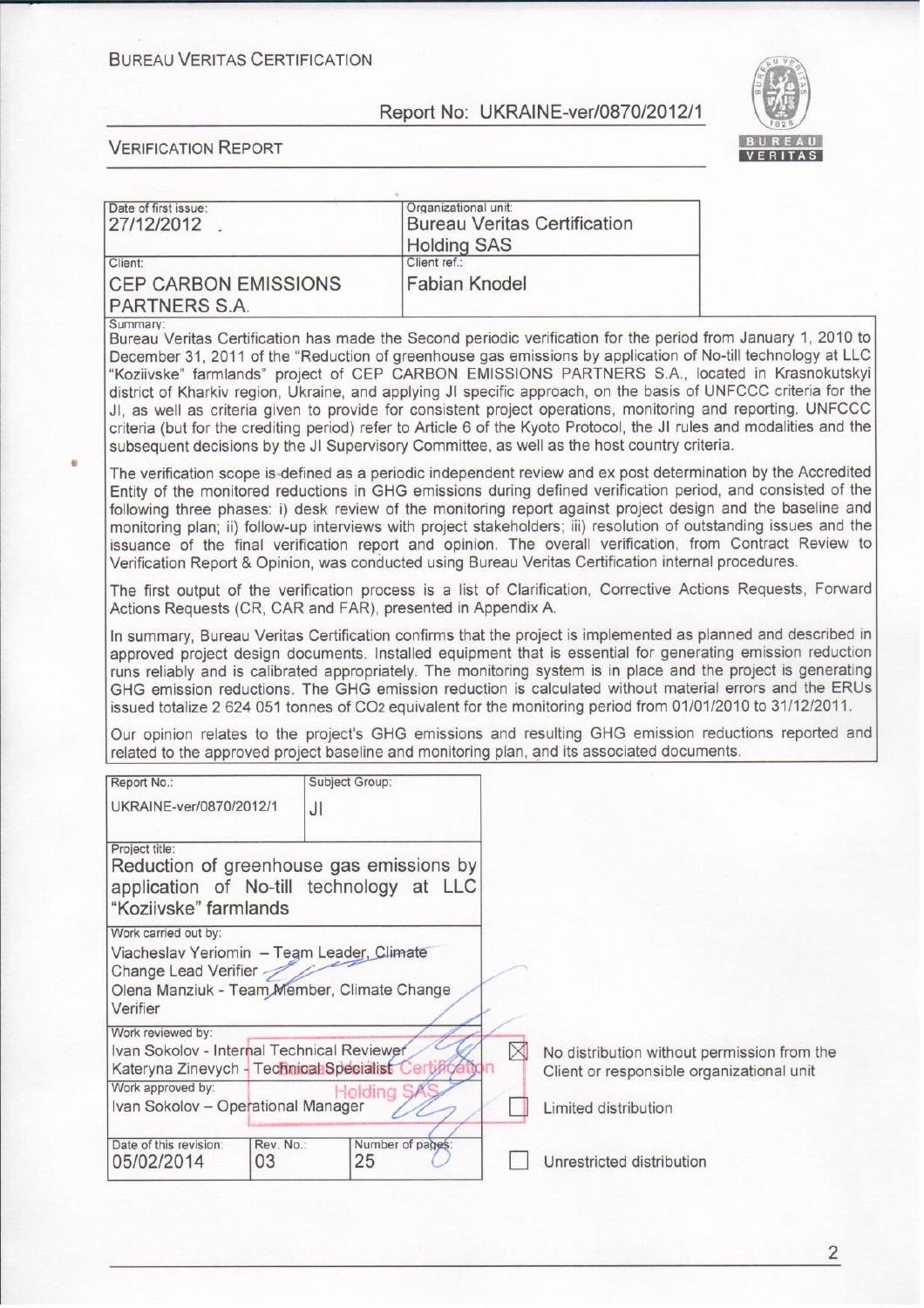BUREAU VERITAS CERTIFICATION

Report No: UKRAINE-ver/0870/2012/1

VERIFICATION REPORT

| Date of first issue: 27/12/2012 | Organizational unit: Bureau Veritas Certification Holding SAS |
| --- | --- |
| Client: CEP CARBON EMISSIONS PARTNERS S.A. | Client ref.: Fabian Knodel |

Summary:

Bureau Veritas Certification has made the Second periodic verification for the period from January 1, 2010 to December 31, 2011 of the "Reduction of greenhouse gas emissions by application of No-till technology at LLC "Koziivske" farmlands" project of CEP CARBON EMISSIONS PARTNERS S.A., located in Krasnokutskyi district of Kharkiv region, Ukraine, and applying JI specific approach, on the basis of UNFCCC criteria for the JI, as well as criteria given to provide for consistent project operations, monitoring and reporting. UNFCCC criteria (but for the crediting period) refer to Article 6 of the Kyoto Protocol, the JI rules and modalities and the subsequent decisions by the JI Supervisory Committee, as well as the host country criteria.

The verification scope is defined as a periodic independent review and ex post determination by the Accredited Entity of the monitored reductions in GHG emissions during defined verification period, and consisted of the following three phases: i) desk review of the monitoring report against project design and the baseline and monitoring plan; ii) follow-up interviews with project stakeholders; iii) resolution of outstanding issues and the issuance of the final verification report and opinion. The overall verification, from Contract Review to Verification Report & Opinion, was conducted using Bureau Veritas Certification internal procedures.

The first output of the verification process is a list of Clarification, Corrective Actions Requests, Forward Actions Requests (CR, CAR and FAR), presented in Appendix A.

In summary, Bureau Veritas Certification confirms that the project is implemented as planned and described in approved project design documents. Installed equipment that is essential for generating emission reduction runs reliably and is calibrated appropriately. The monitoring system is in place and the project is generating GHG emission reductions. The GHG emission reduction is calculated without material errors and the ERUs issued totalize 2 624 051 tonnes of $CO_2$ equivalent for the monitoring period from 01/01/2010 to 31/12/2011.

Our opinion relates to the project's GHG emissions and resulting GHG emission reductions reported and related to the approved project baseline and monitoring plan, and its associated documents.

| Report No.: UKRAINE-ver/0870/2012/1 | Subject Group: JI | |
| --- | --- | --- |
| Project title: Reduction of greenhouse gas emissions by application of No-till technology at LLC "Koziivske" farmlands | | |
| Work carried out by: Viacheslav Yeriomin – Team Leader, Climate Change Lead Verifier; Olena Manziuk - Team Member, Climate Change Verifier | | |
| Work reviewed by: Ivan Sokolov - Internal Technical Reviewer; Kateryna Zinevych - Technical Specialist | | |
| Work approved by: Ivan Sokolov – Operational Manager | | |
| Date of this revision: 05/02/2014 | Rev. No.: 03 | Number of pages: 25 |

☒ No distribution without permission from the Client or responsible organizational unit

☐ Limited distribution

☐ Unrestricted distribution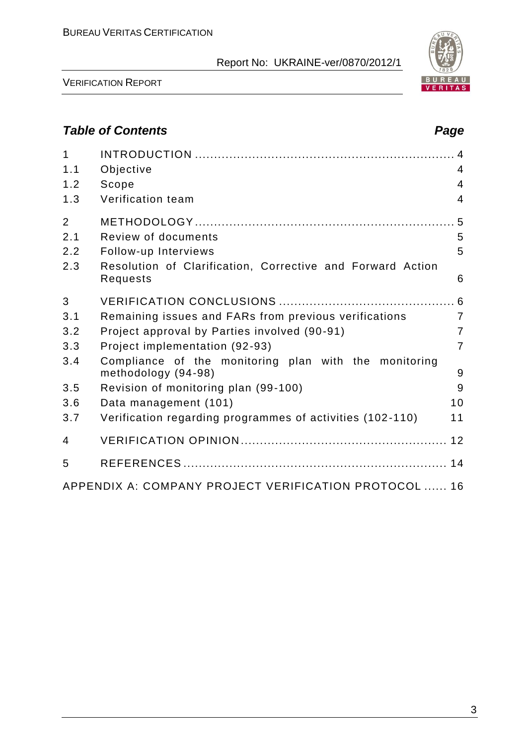## *Table of Contents* | *Page*

| | | |
|---|---|---|
| 1 | INTRODUCTION | 4 |
| 1.1 | Objective | 4 |
| 1.2 | Scope | 4 |
| 1.3 | Verification team | 4 |
| 2 | METHODOLOGY | 5 |
| 2.1 | Review of documents | 5 |
| 2.2 | Follow-up Interviews | 5 |
| 2.3 | Resolution of Clarification, Corrective and Forward Action Requests | 6 |
| 3 | VERIFICATION CONCLUSIONS | 6 |
| 3.1 | Remaining issues and FARs from previous verifications | 7 |
| 3.2 | Project approval by Parties involved (90-91) | 7 |
| 3.3 | Project implementation (92-93) | 7 |
| 3.4 | Compliance of the monitoring plan with the monitoring methodology (94-98) | 9 |
| 3.5 | Revision of monitoring plan (99-100) | 9 |
| 3.6 | Data management (101) | 10 |
| 3.7 | Verification regarding programmes of activities (102-110) | 11 |
| 4 | VERIFICATION OPINION | 12 |
| 5 | REFERENCES | 14 |
| | APPENDIX A: COMPANY PROJECT VERIFICATION PROTOCOL | 16 |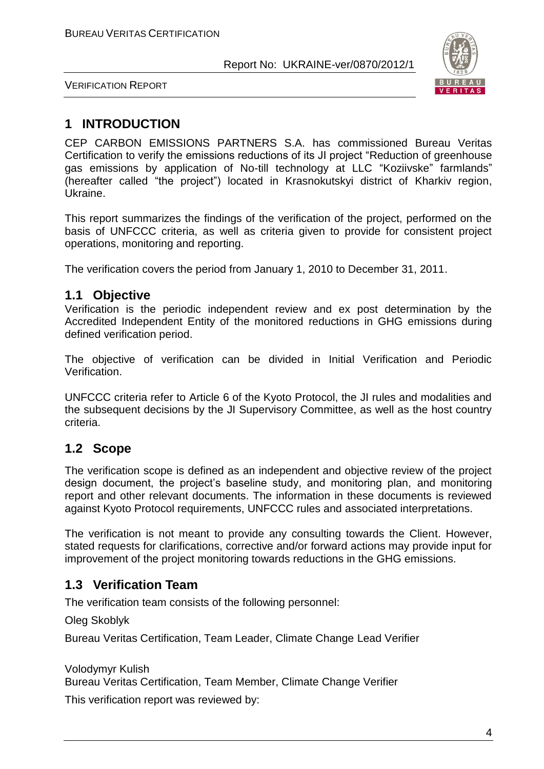# 1 INTRODUCTION

CEP CARBON EMISSIONS PARTNERS S.A. has commissioned Bureau Veritas Certification to verify the emissions reductions of its JI project "Reduction of greenhouse gas emissions by application of No-till technology at LLC "Koziivske" farmlands" (hereafter called "the project") located in Krasnokutskyi district of Kharkiv region, Ukraine.

This report summarizes the findings of the verification of the project, performed on the basis of UNFCCC criteria, as well as criteria given to provide for consistent project operations, monitoring and reporting.

The verification covers the period from January 1, 2010 to December 31, 2011.

## 1.1 Objective

Verification is the periodic independent review and ex post determination by the Accredited Independent Entity of the monitored reductions in GHG emissions during defined verification period.

The objective of verification can be divided in Initial Verification and Periodic Verification.

UNFCCC criteria refer to Article 6 of the Kyoto Protocol, the JI rules and modalities and the subsequent decisions by the JI Supervisory Committee, as well as the host country criteria.

## 1.2 Scope

The verification scope is defined as an independent and objective review of the project design document, the project's baseline study, and monitoring plan, and monitoring report and other relevant documents. The information in these documents is reviewed against Kyoto Protocol requirements, UNFCCC rules and associated interpretations.

The verification is not meant to provide any consulting towards the Client. However, stated requests for clarifications, corrective and/or forward actions may provide input for improvement of the project monitoring towards reductions in the GHG emissions.

## 1.3 Verification Team

The verification team consists of the following personnel:

Oleg Skoblyk

Bureau Veritas Certification, Team Leader, Climate Change Lead Verifier

Volodymyr Kulish

Bureau Veritas Certification, Team Member, Climate Change Verifier

This verification report was reviewed by: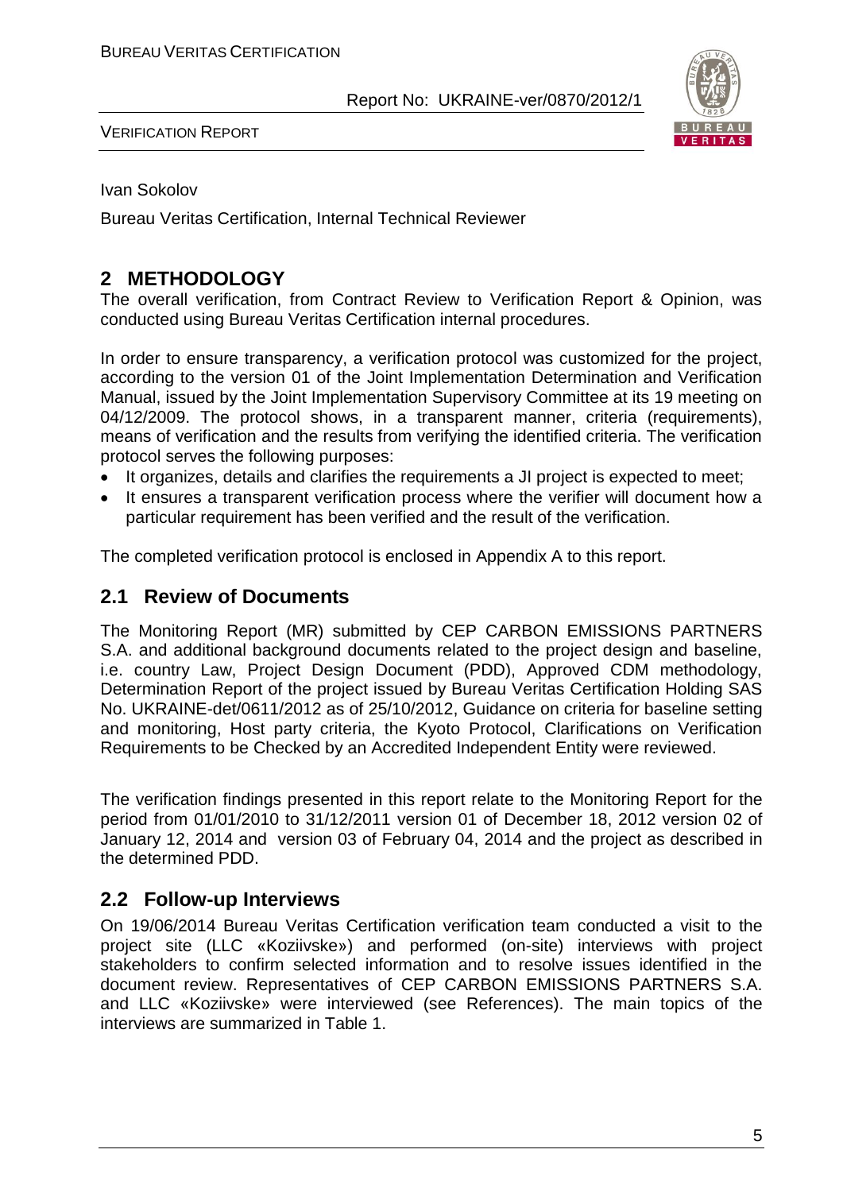Ivan Sokolov

Bureau Veritas Certification, Internal Technical Reviewer

# 2 METHODOLOGY

The overall verification, from Contract Review to Verification Report & Opinion, was conducted using Bureau Veritas Certification internal procedures.

In order to ensure transparency, a verification protocol was customized for the project, according to the version 01 of the Joint Implementation Determination and Verification Manual, issued by the Joint Implementation Supervisory Committee at its 19 meeting on 04/12/2009. The protocol shows, in a transparent manner, criteria (requirements), means of verification and the results from verifying the identified criteria. The verification protocol serves the following purposes:

- It organizes, details and clarifies the requirements a JI project is expected to meet;
- It ensures a transparent verification process where the verifier will document how a particular requirement has been verified and the result of the verification.

The completed verification protocol is enclosed in Appendix A to this report.

## 2.1 Review of Documents

The Monitoring Report (MR) submitted by CEP CARBON EMISSIONS PARTNERS S.A. and additional background documents related to the project design and baseline, i.e. country Law, Project Design Document (PDD), Approved CDM methodology, Determination Report of the project issued by Bureau Veritas Certification Holding SAS No. UKRAINE-det/0611/2012 as of 25/10/2012, Guidance on criteria for baseline setting and monitoring, Host party criteria, the Kyoto Protocol, Clarifications on Verification Requirements to be Checked by an Accredited Independent Entity were reviewed.

The verification findings presented in this report relate to the Monitoring Report for the period from 01/01/2010 to 31/12/2011 version 01 of December 18, 2012 version 02 of January 12, 2014 and version 03 of February 04, 2014 and the project as described in the determined PDD.

## 2.2 Follow-up Interviews

On 19/06/2014 Bureau Veritas Certification verification team conducted a visit to the project site (LLC «Koziivske») and performed (on-site) interviews with project stakeholders to confirm selected information and to resolve issues identified in the document review. Representatives of CEP CARBON EMISSIONS PARTNERS S.A. and LLC «Koziivske» were interviewed (see References). The main topics of the interviews are summarized in Table 1.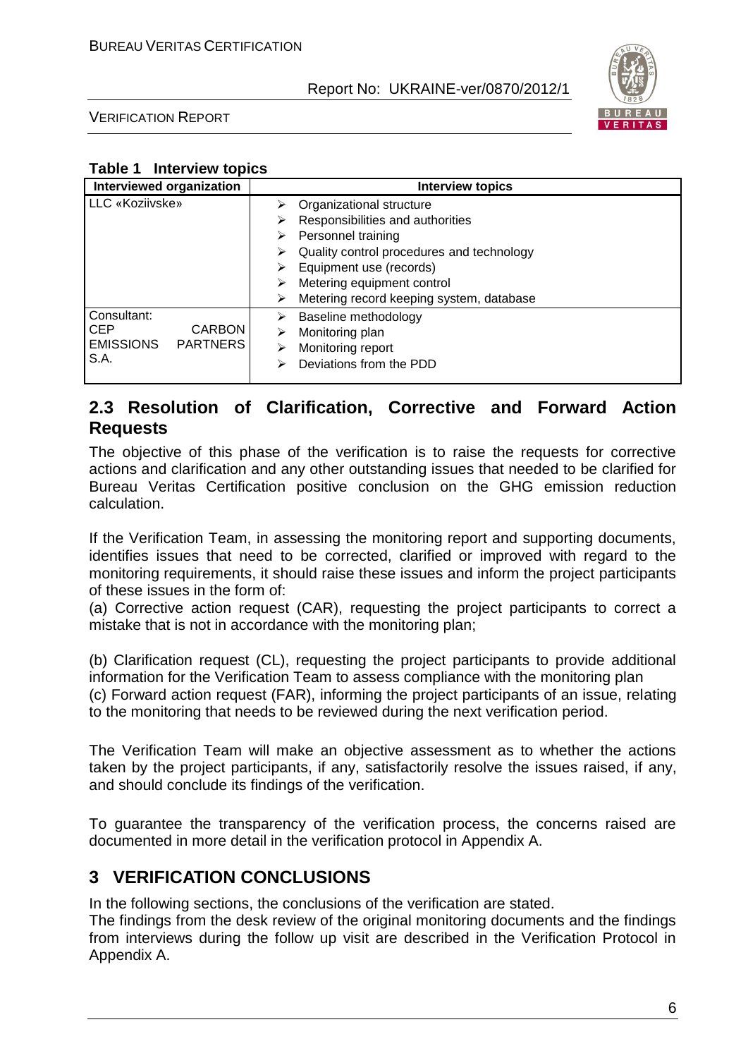**Table 1 Interview topics**

| Interviewed organization | Interview topics |
|---|---|
| LLC «Koziivske» | ➢ Organizational structure<br>➢ Responsibilities and authorities<br>➢ Personnel training<br>➢ Quality control procedures and technology<br>➢ Equipment use (records)<br>➢ Metering equipment control<br>➢ Metering record keeping system, database |
| Consultant: CEP CARBON EMISSIONS PARTNERS S.A. | ➢ Baseline methodology<br>➢ Monitoring plan<br>➢ Monitoring report<br>➢ Deviations from the PDD |

## 2.3 Resolution of Clarification, Corrective and Forward Action Requests

The objective of this phase of the verification is to raise the requests for corrective actions and clarification and any other outstanding issues that needed to be clarified for Bureau Veritas Certification positive conclusion on the GHG emission reduction calculation.

If the Verification Team, in assessing the monitoring report and supporting documents, identifies issues that need to be corrected, clarified or improved with regard to the monitoring requirements, it should raise these issues and inform the project participants of these issues in the form of:

(a) Corrective action request (CAR), requesting the project participants to correct a mistake that is not in accordance with the monitoring plan;

(b) Clarification request (CL), requesting the project participants to provide additional information for the Verification Team to assess compliance with the monitoring plan

(c) Forward action request (FAR), informing the project participants of an issue, relating to the monitoring that needs to be reviewed during the next verification period.

The Verification Team will make an objective assessment as to whether the actions taken by the project participants, if any, satisfactorily resolve the issues raised, if any, and should conclude its findings of the verification.

To guarantee the transparency of the verification process, the concerns raised are documented in more detail in the verification protocol in Appendix A.

# 3 VERIFICATION CONCLUSIONS

In the following sections, the conclusions of the verification are stated.

The findings from the desk review of the original monitoring documents and the findings from interviews during the follow up visit are described in the Verification Protocol in Appendix A.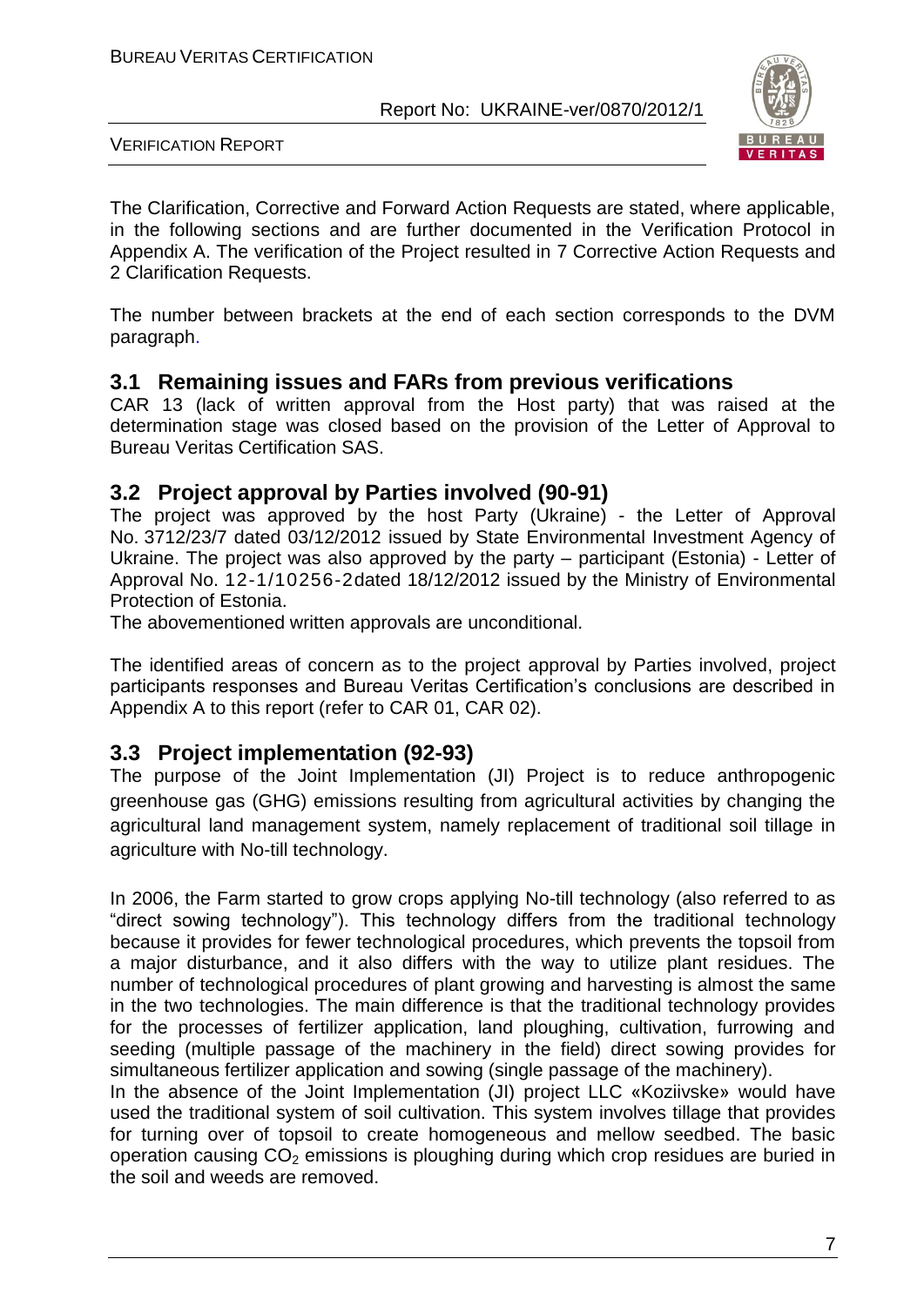The Clarification, Corrective and Forward Action Requests are stated, where applicable, in the following sections and are further documented in the Verification Protocol in Appendix A. The verification of the Project resulted in 7 Corrective Action Requests and 2 Clarification Requests.

The number between brackets at the end of each section corresponds to the DVM paragraph.

## 3.1 Remaining issues and FARs from previous verifications

CAR 13 (lack of written approval from the Host party) that was raised at the determination stage was closed based on the provision of the Letter of Approval to Bureau Veritas Certification SAS.

## 3.2 Project approval by Parties involved (90-91)

The project was approved by the host Party (Ukraine) - the Letter of Approval No. 3712/23/7 dated 03/12/2012 issued by State Environmental Investment Agency of Ukraine. The project was also approved by the party – participant (Estonia) - Letter of Approval No. 12-1/10256-2dated 18/12/2012 issued by the Ministry of Environmental Protection of Estonia.

The abovementioned written approvals are unconditional.

The identified areas of concern as to the project approval by Parties involved, project participants responses and Bureau Veritas Certification's conclusions are described in Appendix A to this report (refer to CAR 01, CAR 02).

## 3.3 Project implementation (92-93)

The purpose of the Joint Implementation (JI) Project is to reduce anthropogenic greenhouse gas (GHG) emissions resulting from agricultural activities by changing the agricultural land management system, namely replacement of traditional soil tillage in agriculture with No-till technology.

In 2006, the Farm started to grow crops applying No-till technology (also referred to as "direct sowing technology"). This technology differs from the traditional technology because it provides for fewer technological procedures, which prevents the topsoil from a major disturbance, and it also differs with the way to utilize plant residues. The number of technological procedures of plant growing and harvesting is almost the same in the two technologies. The main difference is that the traditional technology provides for the processes of fertilizer application, land ploughing, cultivation, furrowing and seeding (multiple passage of the machinery in the field) direct sowing provides for simultaneous fertilizer application and sowing (single passage of the machinery).

In the absence of the Joint Implementation (JI) project LLC «Koziivske» would have used the traditional system of soil cultivation. This system involves tillage that provides for turning over of topsoil to create homogeneous and mellow seedbed. The basic operation causing $CO_2$ emissions is ploughing during which crop residues are buried in the soil and weeds are removed.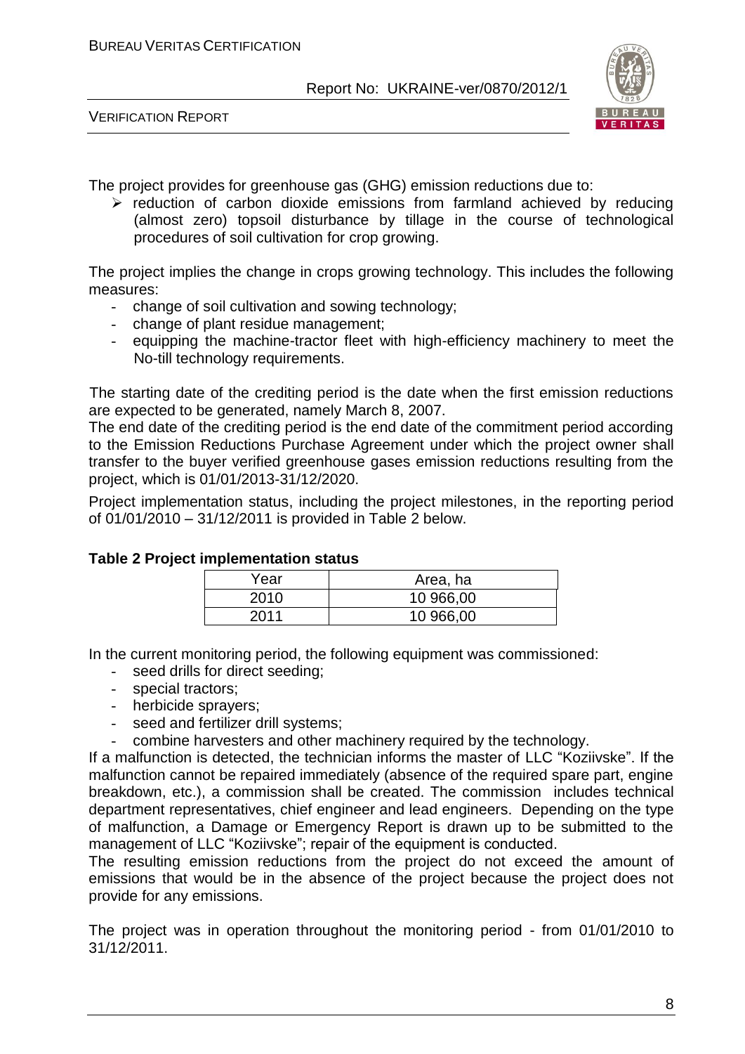The project provides for greenhouse gas (GHG) emission reductions due to:

- reduction of carbon dioxide emissions from farmland achieved by reducing (almost zero) topsoil disturbance by tillage in the course of technological procedures of soil cultivation for crop growing.

The project implies the change in crops growing technology. This includes the following measures:

- change of soil cultivation and sowing technology;
- change of plant residue management;
- equipping the machine-tractor fleet with high-efficiency machinery to meet the No-till technology requirements.

The starting date of the crediting period is the date when the first emission reductions are expected to be generated, namely March 8, 2007.

The end date of the crediting period is the end date of the commitment period according to the Emission Reductions Purchase Agreement under which the project owner shall transfer to the buyer verified greenhouse gases emission reductions resulting from the project, which is 01/01/2013-31/12/2020.

Project implementation status, including the project milestones, in the reporting period of 01/01/2010 – 31/12/2011 is provided in Table 2 below.

**Table 2 Project implementation status**

| Year | Area, ha |
|---|---|
| 2010 | 10 966,00 |
| 2011 | 10 966,00 |

In the current monitoring period, the following equipment was commissioned:

- seed drills for direct seeding;
- special tractors;
- herbicide sprayers;
- seed and fertilizer drill systems;
- combine harvesters and other machinery required by the technology.

If a malfunction is detected, the technician informs the master of LLC "Koziivske". If the malfunction cannot be repaired immediately (absence of the required spare part, engine breakdown, etc.), a commission shall be created. The commission includes technical department representatives, chief engineer and lead engineers. Depending on the type of malfunction, a Damage or Emergency Report is drawn up to be submitted to the management of LLC "Koziivske"; repair of the equipment is conducted.

The resulting emission reductions from the project do not exceed the amount of emissions that would be in the absence of the project because the project does not provide for any emissions.

The project was in operation throughout the monitoring period - from 01/01/2010 to 31/12/2011.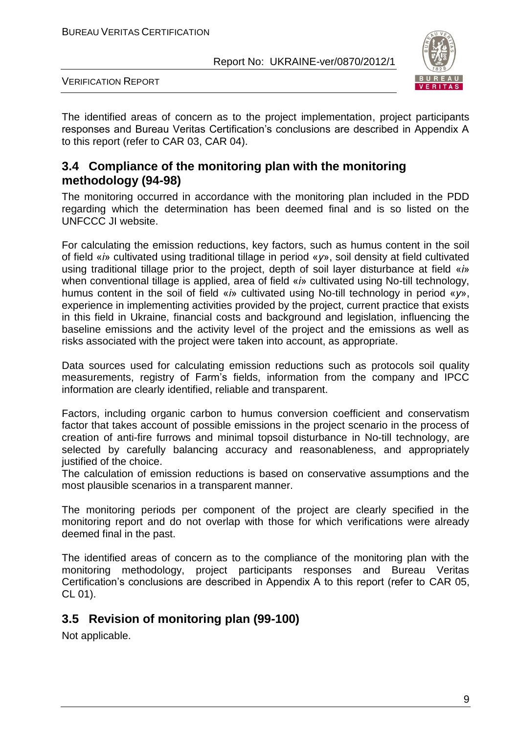The identified areas of concern as to the project implementation, project participants responses and Bureau Veritas Certification's conclusions are described in Appendix A to this report (refer to CAR 03, CAR 04).

## 3.4 Compliance of the monitoring plan with the monitoring methodology (94-98)

The monitoring occurred in accordance with the monitoring plan included in the PDD regarding which the determination has been deemed final and is so listed on the UNFCCC JI website.

For calculating the emission reductions, key factors, such as humus content in the soil of field «*i*» cultivated using traditional tillage in period «*y*», soil density at field cultivated using traditional tillage prior to the project, depth of soil layer disturbance at field «*i*» when conventional tillage is applied, area of field «*i*» cultivated using No-till technology, humus content in the soil of field «*i*» cultivated using No-till technology in period «*y*», experience in implementing activities provided by the project, current practice that exists in this field in Ukraine, financial costs and background and legislation, influencing the baseline emissions and the activity level of the project and the emissions as well as risks associated with the project were taken into account, as appropriate.

Data sources used for calculating emission reductions such as protocols soil quality measurements, registry of Farm's fields, information from the company and IPCC information are clearly identified, reliable and transparent.

Factors, including organic carbon to humus conversion coefficient and conservatism factor that takes account of possible emissions in the project scenario in the process of creation of anti-fire furrows and minimal topsoil disturbance in No-till technology, are selected by carefully balancing accuracy and reasonableness, and appropriately justified of the choice.
The calculation of emission reductions is based on conservative assumptions and the most plausible scenarios in a transparent manner.

The monitoring periods per component of the project are clearly specified in the monitoring report and do not overlap with those for which verifications were already deemed final in the past.

The identified areas of concern as to the compliance of the monitoring plan with the monitoring methodology, project participants responses and Bureau Veritas Certification's conclusions are described in Appendix A to this report (refer to CAR 05, CL 01).

## 3.5 Revision of monitoring plan (99-100)

Not applicable.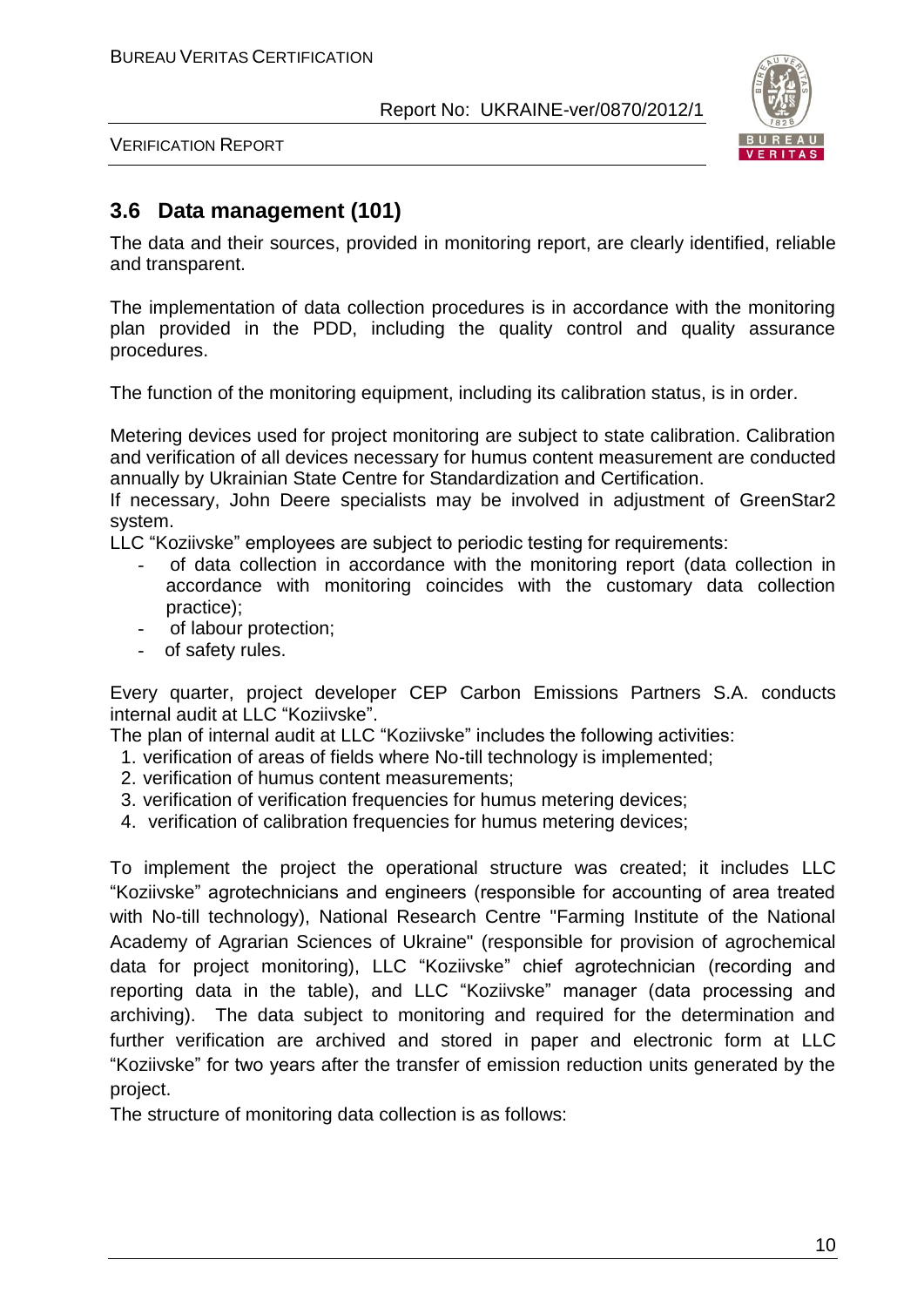## 3.6 Data management (101)

The data and their sources, provided in monitoring report, are clearly identified, reliable and transparent.

The implementation of data collection procedures is in accordance with the monitoring plan provided in the PDD, including the quality control and quality assurance procedures.

The function of the monitoring equipment, including its calibration status, is in order.

Metering devices used for project monitoring are subject to state calibration. Calibration and verification of all devices necessary for humus content measurement are conducted annually by Ukrainian State Centre for Standardization and Certification.

If necessary, John Deere specialists may be involved in adjustment of GreenStar2 system.

LLC "Koziivske" employees are subject to periodic testing for requirements:

- of data collection in accordance with the monitoring report (data collection in accordance with monitoring coincides with the customary data collection practice);
- of labour protection;
- of safety rules.

Every quarter, project developer CEP Carbon Emissions Partners S.A. conducts internal audit at LLC "Koziivske".

The plan of internal audit at LLC "Koziivske" includes the following activities:

1. verification of areas of fields where No-till technology is implemented;
2. verification of humus content measurements;
3. verification of verification frequencies for humus metering devices;
4. verification of calibration frequencies for humus metering devices;

To implement the project the operational structure was created; it includes LLC "Koziivske" agrotechnicians and engineers (responsible for accounting of area treated with No-till technology), National Research Centre "Farming Institute of the National Academy of Agrarian Sciences of Ukraine" (responsible for provision of agrochemical data for project monitoring), LLC "Koziivske" chief agrotechnician (recording and reporting data in the table), and LLC "Koziivske" manager (data processing and archiving). The data subject to monitoring and required for the determination and further verification are archived and stored in paper and electronic form at LLC "Koziivske" for two years after the transfer of emission reduction units generated by the project.

The structure of monitoring data collection is as follows: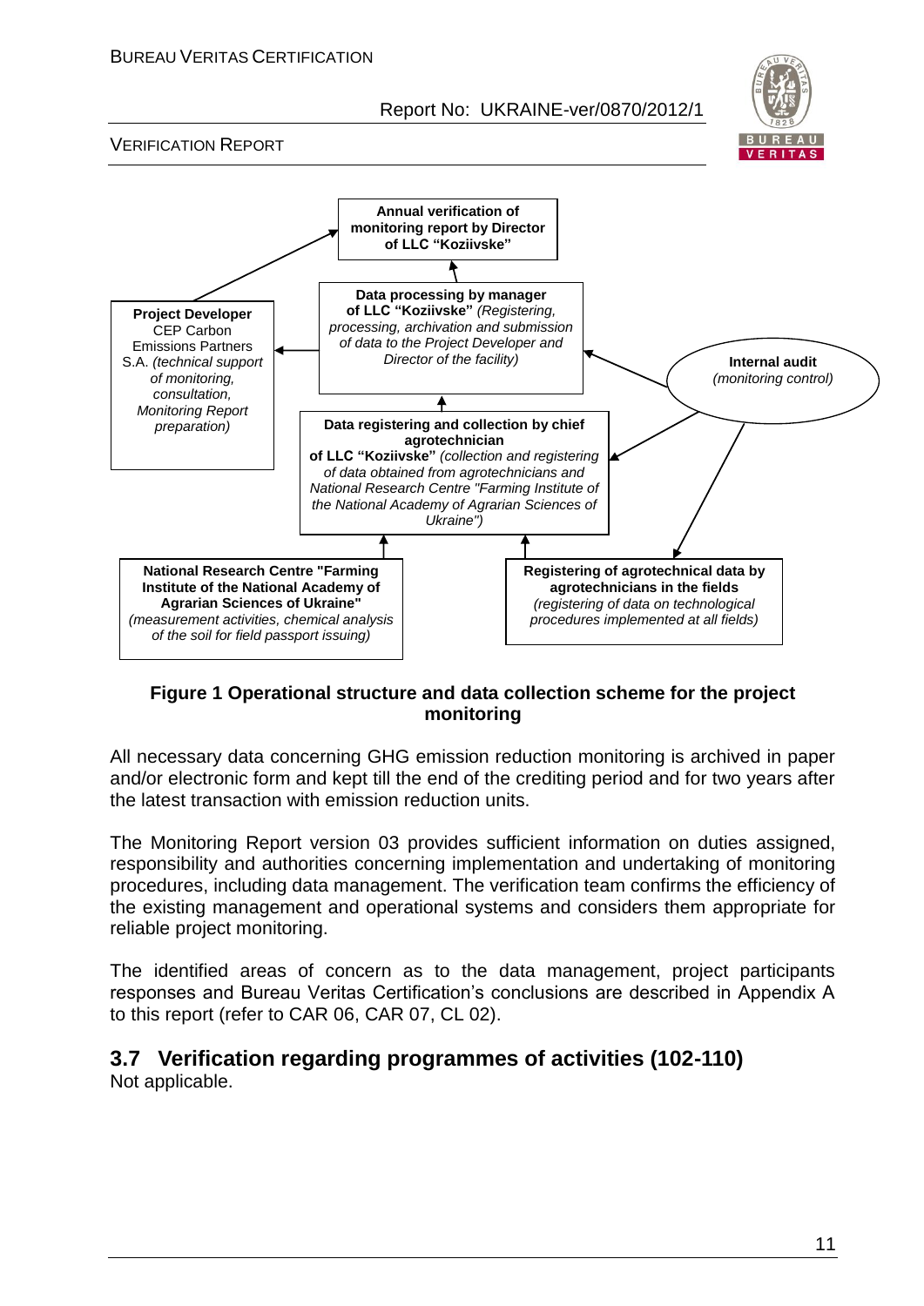**Annual verification of monitoring report by Director of LLC "Koziivske"**

**Data processing by manager of LLC "Koziivske"** *(Registering, processing, archivation and submission of data to the Project Developer and Director of the facility)*

**Project Developer**
CEP Carbon Emissions Partners S.A. *(technical support of monitoring, consultation, Monitoring Report preparation)*

**Internal audit**
*(monitoring control)*

**Data registering and collection by chief agrotechnician of LLC "Koziivske"** *(collection and registering of data obtained from agrotechnicians and National Research Centre "Farming Institute of the National Academy of Agrarian Sciences of Ukraine")*

**National Research Centre "Farming Institute of the National Academy of Agrarian Sciences of Ukraine"**
*(measurement activities, chemical analysis of the soil for field passport issuing)*

**Registering of agrotechnical data by agrotechnicians in the fields**
*(registering of data on technological procedures implemented at all fields)*

**Figure 1 Operational structure and data collection scheme for the project monitoring**

All necessary data concerning GHG emission reduction monitoring is archived in paper and/or electronic form and kept till the end of the crediting period and for two years after the latest transaction with emission reduction units.

The Monitoring Report version 03 provides sufficient information on duties assigned, responsibility and authorities concerning implementation and undertaking of monitoring procedures, including data management. The verification team confirms the efficiency of the existing management and operational systems and considers them appropriate for reliable project monitoring.

The identified areas of concern as to the data management, project participants responses and Bureau Veritas Certification's conclusions are described in Appendix A to this report (refer to CAR 06, CAR 07, CL 02).

## 3.7 Verification regarding programmes of activities (102-110)

Not applicable.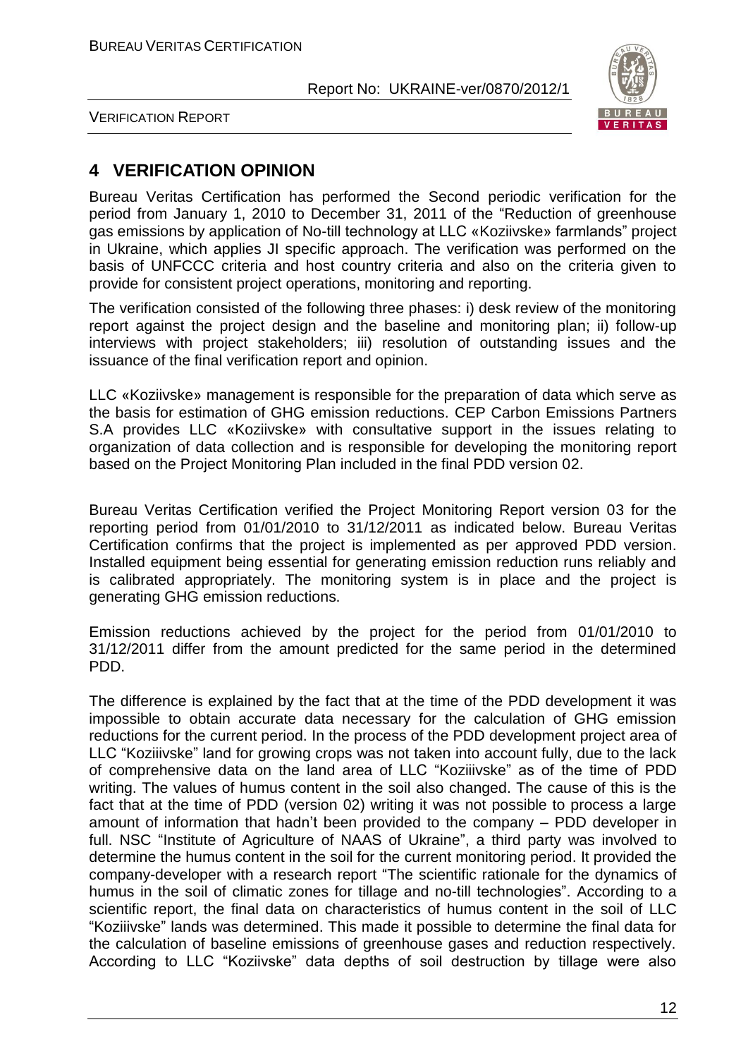# 4 VERIFICATION OPINION

Bureau Veritas Certification has performed the Second periodic verification for the period from January 1, 2010 to December 31, 2011 of the "Reduction of greenhouse gas emissions by application of No-till technology at LLC «Koziivske» farmlands" project in Ukraine, which applies JI specific approach. The verification was performed on the basis of UNFCCC criteria and host country criteria and also on the criteria given to provide for consistent project operations, monitoring and reporting.

The verification consisted of the following three phases: i) desk review of the monitoring report against the project design and the baseline and monitoring plan; ii) follow-up interviews with project stakeholders; iii) resolution of outstanding issues and the issuance of the final verification report and opinion.

LLC «Koziivske» management is responsible for the preparation of data which serve as the basis for estimation of GHG emission reductions. CEP Carbon Emissions Partners S.A provides LLC «Koziivske» with consultative support in the issues relating to organization of data collection and is responsible for developing the monitoring report based on the Project Monitoring Plan included in the final PDD version 02.

Bureau Veritas Certification verified the Project Monitoring Report version 03 for the reporting period from 01/01/2010 to 31/12/2011 as indicated below. Bureau Veritas Certification confirms that the project is implemented as per approved PDD version. Installed equipment being essential for generating emission reduction runs reliably and is calibrated appropriately. The monitoring system is in place and the project is generating GHG emission reductions.

Emission reductions achieved by the project for the period from 01/01/2010 to 31/12/2011 differ from the amount predicted for the same period in the determined PDD.

The difference is explained by the fact that at the time of the PDD development it was impossible to obtain accurate data necessary for the calculation of GHG emission reductions for the current period. In the process of the PDD development project area of LLC "Koziiivske" land for growing crops was not taken into account fully, due to the lack of comprehensive data on the land area of LLC "Koziiivske" as of the time of PDD writing. The values of humus content in the soil also changed. The cause of this is the fact that at the time of PDD (version 02) writing it was not possible to process a large amount of information that hadn't been provided to the company – PDD developer in full. NSC "Institute of Agriculture of NAAS of Ukraine", a third party was involved to determine the humus content in the soil for the current monitoring period. It provided the company-developer with a research report "The scientific rationale for the dynamics of humus in the soil of climatic zones for tillage and no-till technologies". According to a scientific report, the final data on characteristics of humus content in the soil of LLC "Koziiivske" lands was determined. This made it possible to determine the final data for the calculation of baseline emissions of greenhouse gases and reduction respectively. According to LLC "Koziivske" data depths of soil destruction by tillage were also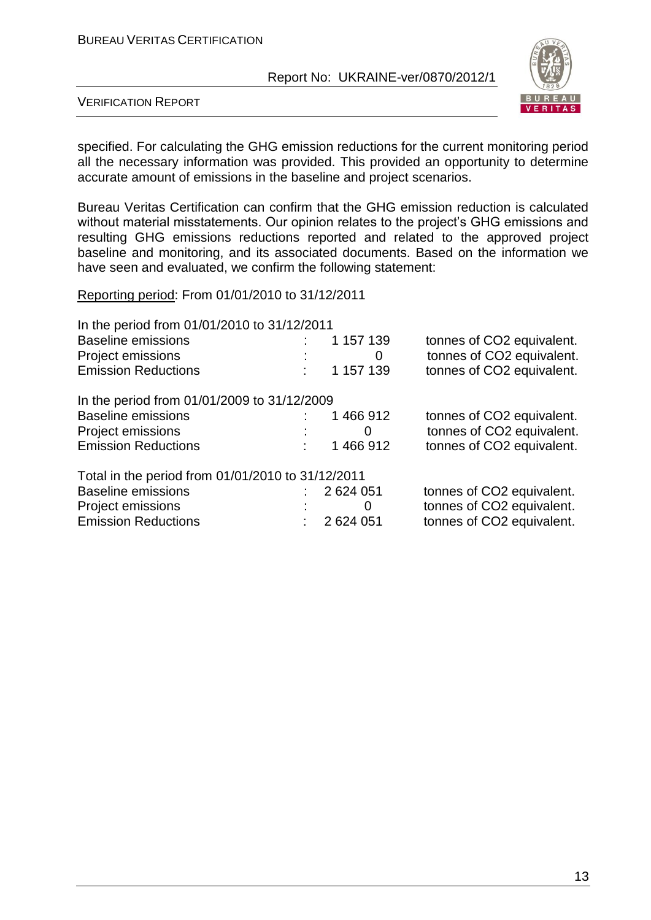specified. For calculating the GHG emission reductions for the current monitoring period all the necessary information was provided. This provided an opportunity to determine accurate amount of emissions in the baseline and project scenarios.

Bureau Veritas Certification can confirm that the GHG emission reduction is calculated without material misstatements. Our opinion relates to the project's GHG emissions and resulting GHG emissions reductions reported and related to the approved project baseline and monitoring, and its associated documents. Based on the information we have seen and evaluated, we confirm the following statement:

Reporting period: From 01/01/2010 to 31/12/2011

In the period from 01/01/2010 to 31/12/2011

| | | | |
|---|---|---|---|
| Baseline emissions | : | 1 157 139 | tonnes of CO2 equivalent. |
| Project emissions | : | 0 | tonnes of CO2 equivalent. |
| Emission Reductions | : | 1 157 139 | tonnes of CO2 equivalent. |

In the period from 01/01/2009 to 31/12/2009

| | | | |
|---|---|---|---|
| Baseline emissions | : | 1 466 912 | tonnes of CO2 equivalent. |
| Project emissions | : | 0 | tonnes of CO2 equivalent. |
| Emission Reductions | : | 1 466 912 | tonnes of CO2 equivalent. |

Total in the period from 01/01/2010 to 31/12/2011

| | | | |
|---|---|---|---|
| Baseline emissions | : | 2 624 051 | tonnes of CO2 equivalent. |
| Project emissions | : | 0 | tonnes of CO2 equivalent. |
| Emission Reductions | : | 2 624 051 | tonnes of CO2 equivalent. |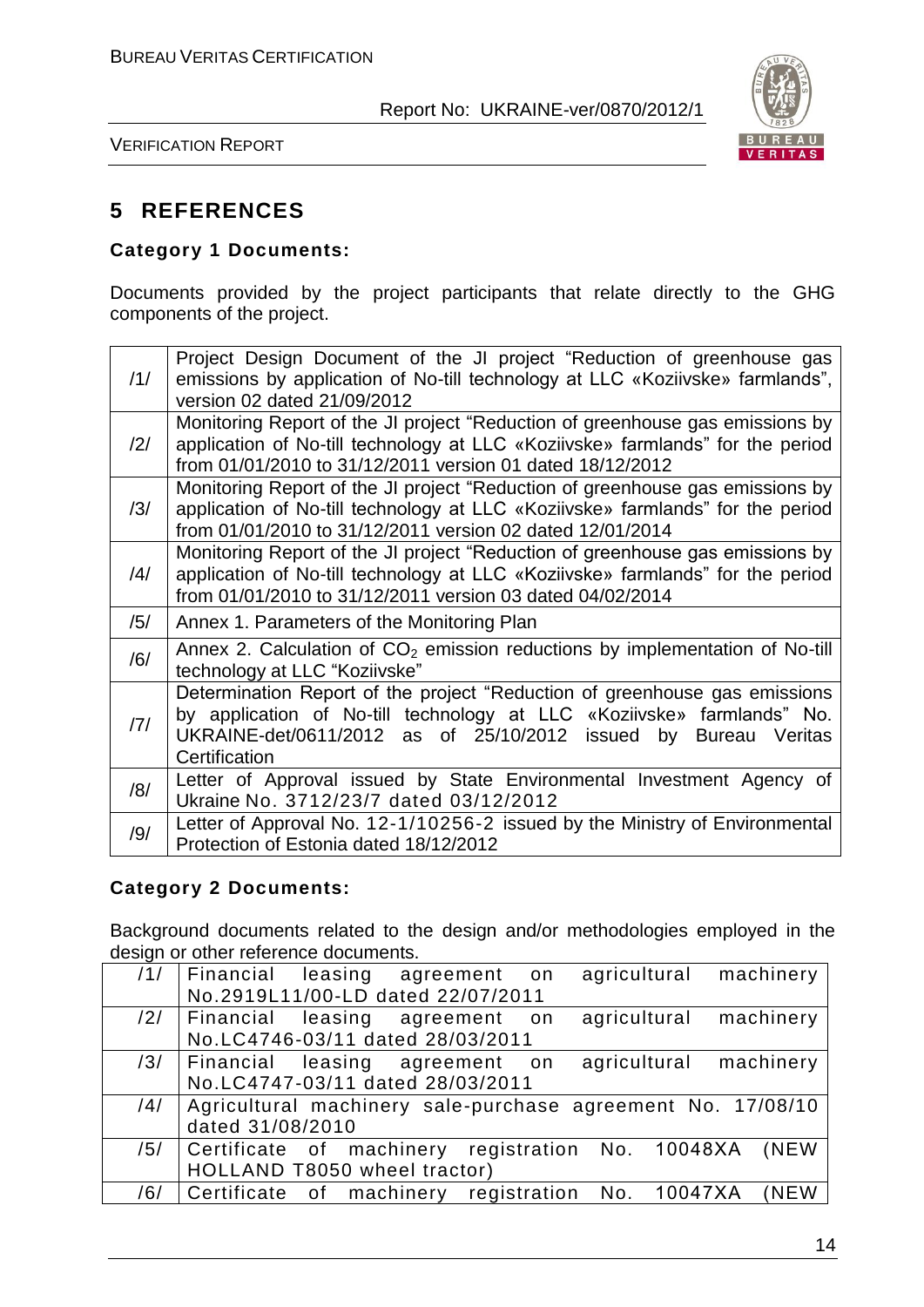# 5 REFERENCES

**Category 1 Documents:**

Documents provided by the project participants that relate directly to the GHG components of the project.

| | |
|---|---|
| /1/ | Project Design Document of the JI project "Reduction of greenhouse gas emissions by application of No-till technology at LLC «Koziivske» farmlands", version 02 dated 21/09/2012 |
| /2/ | Monitoring Report of the JI project "Reduction of greenhouse gas emissions by application of No-till technology at LLC «Koziivske» farmlands" for the period from 01/01/2010 to 31/12/2011 version 01 dated 18/12/2012 |
| /3/ | Monitoring Report of the JI project "Reduction of greenhouse gas emissions by application of No-till technology at LLC «Koziivske» farmlands" for the period from 01/01/2010 to 31/12/2011 version 02 dated 12/01/2014 |
| /4/ | Monitoring Report of the JI project "Reduction of greenhouse gas emissions by application of No-till technology at LLC «Koziivske» farmlands" for the period from 01/01/2010 to 31/12/2011 version 03 dated 04/02/2014 |
| /5/ | Annex 1. Parameters of the Monitoring Plan |
| /6/ | Annex 2. Calculation of $CO_2$ emission reductions by implementation of No-till technology at LLC "Koziivske" |
| /7/ | Determination Report of the project "Reduction of greenhouse gas emissions by application of No-till technology at LLC «Koziivske» farmlands" No. UKRAINE-det/0611/2012 as of 25/10/2012 issued by Bureau Veritas Certification |
| /8/ | Letter of Approval issued by State Environmental Investment Agency of Ukraine No. 3712/23/7 dated 03/12/2012 |
| /9/ | Letter of Approval No. 12-1/10256-2 issued by the Ministry of Environmental Protection of Estonia dated 18/12/2012 |

**Category 2 Documents:**

Background documents related to the design and/or methodologies employed in the design or other reference documents.

| | |
|---|---|
| /1/ | Financial leasing agreement on agricultural machinery No.2919L11/00-LD dated 22/07/2011 |
| /2/ | Financial leasing agreement on agricultural machinery No.LC4746-03/11 dated 28/03/2011 |
| /3/ | Financial leasing agreement on agricultural machinery No.LC4747-03/11 dated 28/03/2011 |
| /4/ | Agricultural machinery sale-purchase agreement No. 17/08/10 dated 31/08/2010 |
| /5/ | Certificate of machinery registration No. 10048XA (NEW HOLLAND T8050 wheel tractor) |
| /6/ | Certificate of machinery registration No. 10047XA (NEW |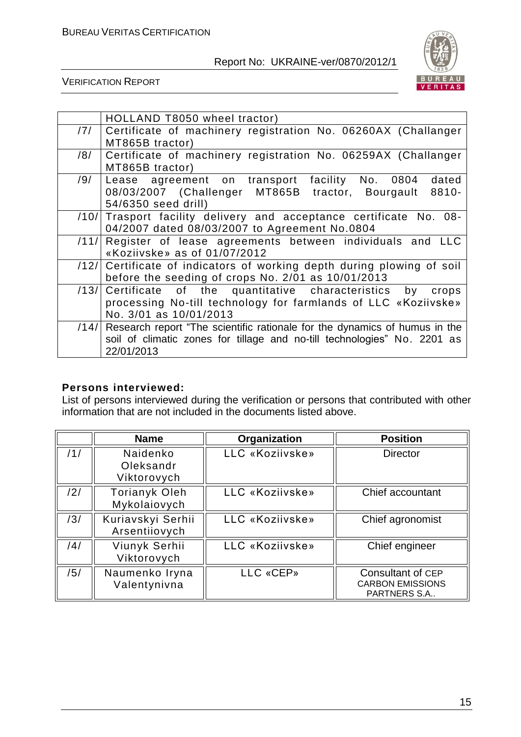| | |
|---|---|
| | HOLLAND T8050 wheel tractor) |
| /7/ | Certificate of machinery registration No. 06260AX (Challanger MT865B tractor) |
| /8/ | Certificate of machinery registration No. 06259AX (Challanger MT865B tractor) |
| /9/ | Lease agreement on transport facility No. 0804 dated 08/03/2007 (Challenger MT865B tractor, Bourgault 8810-54/6350 seed drill) |
| /10/ | Trasport facility delivery and acceptance certificate No. 08-04/2007 dated 08/03/2007 to Agreement No.0804 |
| /11/ | Register of lease agreements between individuals and LLC «Koziivske» as of 01/07/2012 |
| /12/ | Certificate of indicators of working depth during plowing of soil before the seeding of crops No. 2/01 as 10/01/2013 |
| /13/ | Certificate of the quantitative characteristics by crops processing No-till technology for farmlands of LLC «Koziivske» No. 3/01 as 10/01/2013 |
| /14/ | Research report "The scientific rationale for the dynamics of humus in the soil of climatic zones for tillage and no-till technologies" No. 2201 as 22/01/2013 |

**Persons interviewed:**

List of persons interviewed during the verification or persons that contributed with other information that are not included in the documents listed above.

| | Name | Organization | Position |
|---|---|---|---|
| /1/ | Naidenko Oleksandr Viktorovych | LLC «Koziivske» | Director |
| /2/ | Torianyk Oleh Mykolaiovych | LLC «Koziivske» | Chief accountant |
| /3/ | Kuriavskyi Serhii Arsentiiovych | LLC «Koziivske» | Chief agronomist |
| /4/ | Viunyk Serhii Viktorovych | LLC «Koziivske» | Chief engineer |
| /5/ | Naumenko Iryna Valentynivna | LLC «CEP» | Consultant of CEP CARBON EMISSIONS PARTNERS S.A.. |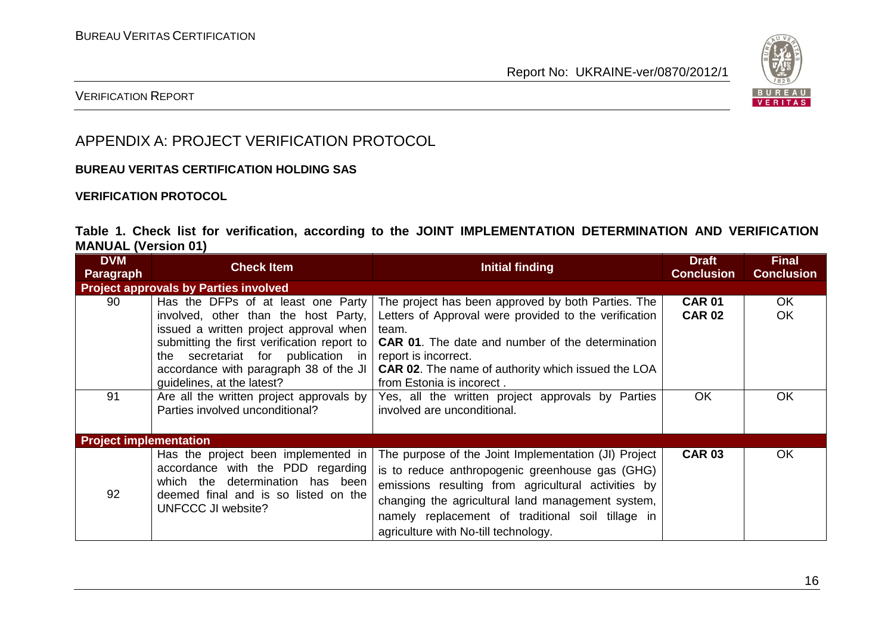# APPENDIX A: PROJECT VERIFICATION PROTOCOL

**BUREAU VERITAS CERTIFICATION HOLDING SAS**

**VERIFICATION PROTOCOL**

**Table 1. Check list for verification, according to the JOINT IMPLEMENTATION DETERMINATION AND VERIFICATION MANUAL (Version 01)**

| DVM Paragraph | Check Item | Initial finding | Draft Conclusion | Final Conclusion |
|---|---|---|---|---|
| **Project approvals by Parties involved** | | | | |
| 90 | Has the DFPs of at least one Party involved, other than the host Party, issued a written project approval when submitting the first verification report to the secretariat for publication in accordance with paragraph 38 of the JI guidelines, at the latest? | The project has been approved by both Parties. The Letters of Approval were provided to the verification team.<br>**CAR 01**. The date and number of the determination report is incorrect.<br>**CAR 02**. The name of authority which issued the LOA from Estonia is incorect . | **CAR 01**<br>**CAR 02** | OK<br>OK |
| 91 | Are all the written project approvals by Parties involved unconditional? | Yes, all the written project approvals by Parties involved are unconditional. | OK | OK |
| **Project implementation** | | | | |
| 92 | Has the project been implemented in accordance with the PDD regarding which the determination has been deemed final and is so listed on the UNFCCC JI website? | The purpose of the Joint Implementation (JI) Project is to reduce anthropogenic greenhouse gas (GHG) emissions resulting from agricultural activities by changing the agricultural land management system, namely replacement of traditional soil tillage in agriculture with No-till technology. | **CAR 03** | OK |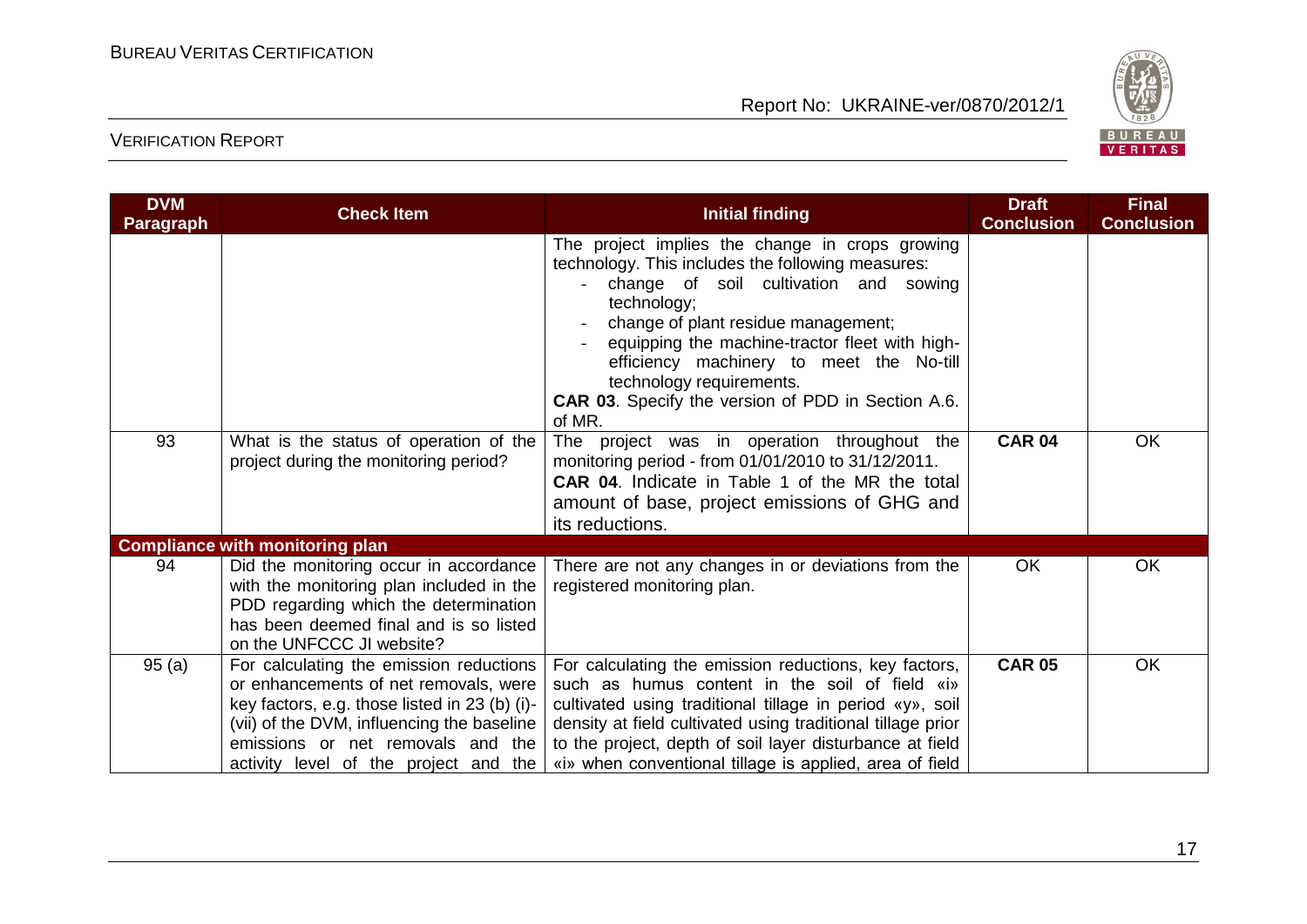| DVM Paragraph | Check Item | Initial finding | Draft Conclusion | Final Conclusion |
|---|---|---|---|---|
| | | The project implies the change in crops growing technology. This includes the following measures:<br>- change of soil cultivation and sowing technology;<br>- change of plant residue management;<br>- equipping the machine-tractor fleet with high-efficiency machinery to meet the No-till technology requirements.<br>**CAR 03**. Specify the version of PDD in Section A.6. of MR. | | |
| 93 | What is the status of operation of the project during the monitoring period? | The project was in operation throughout the monitoring period - from 01/01/2010 to 31/12/2011.<br>**CAR 04**. Indicate in Table 1 of the MR the total amount of base, project emissions of GHG and its reductions. | **CAR 04** | OK |
| **Compliance with monitoring plan** | | | | |
| 94 | Did the monitoring occur in accordance with the monitoring plan included in the PDD regarding which the determination has been deemed final and is so listed on the UNFCCC JI website? | There are not any changes in or deviations from the registered monitoring plan. | OK | OK |
| 95 (a) | For calculating the emission reductions or enhancements of net removals, were key factors, e.g. those listed in 23 (b) (i)-(vii) of the DVM, influencing the baseline emissions or net removals and the activity level of the project and the | For calculating the emission reductions, key factors, such as humus content in the soil of field «i» cultivated using traditional tillage in period «y», soil density at field cultivated using traditional tillage prior to the project, depth of soil layer disturbance at field «i» when conventional tillage is applied, area of field | **CAR 05** | OK |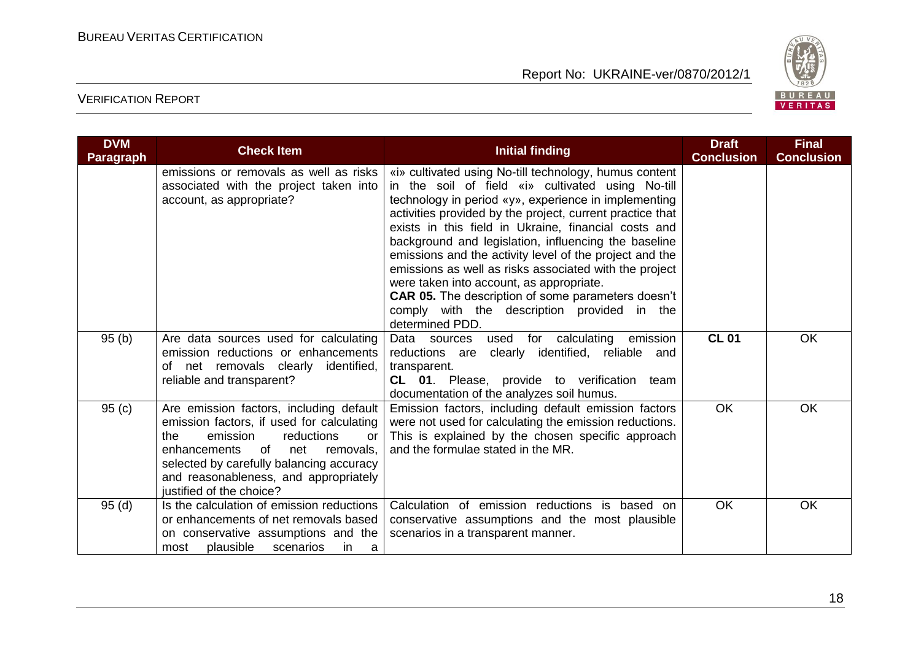| DVM Paragraph | Check Item | Initial finding | Draft Conclusion | Final Conclusion |
|---|---|---|---|---|
| | emissions or removals as well as risks associated with the project taken into account, as appropriate? | «i» cultivated using No-till technology, humus content in the soil of field «i» cultivated using No-till technology in period «y», experience in implementing activities provided by the project, current practice that exists in this field in Ukraine, financial costs and background and legislation, influencing the baseline emissions and the activity level of the project and the emissions as well as risks associated with the project were taken into account, as appropriate. **CAR 05.** The description of some parameters doesn't comply with the description provided in the determined PDD. | | |
| 95 (b) | Are data sources used for calculating emission reductions or enhancements of net removals clearly identified, reliable and transparent? | Data sources used for calculating emission reductions are clearly identified, reliable and transparent. **CL 01**. Please, provide to verification team documentation of the analyzes soil humus. | **CL 01** | OK |
| 95 (c) | Are emission factors, including default emission factors, if used for calculating the emission reductions or enhancements of net removals, selected by carefully balancing accuracy and reasonableness, and appropriately justified of the choice? | Emission factors, including default emission factors were not used for calculating the emission reductions. This is explained by the chosen specific approach and the formulae stated in the MR. | OK | OK |
| 95 (d) | Is the calculation of emission reductions or enhancements of net removals based on conservative assumptions and the most plausible scenarios in a | Calculation of emission reductions is based on conservative assumptions and the most plausible scenarios in a transparent manner. | OK | OK |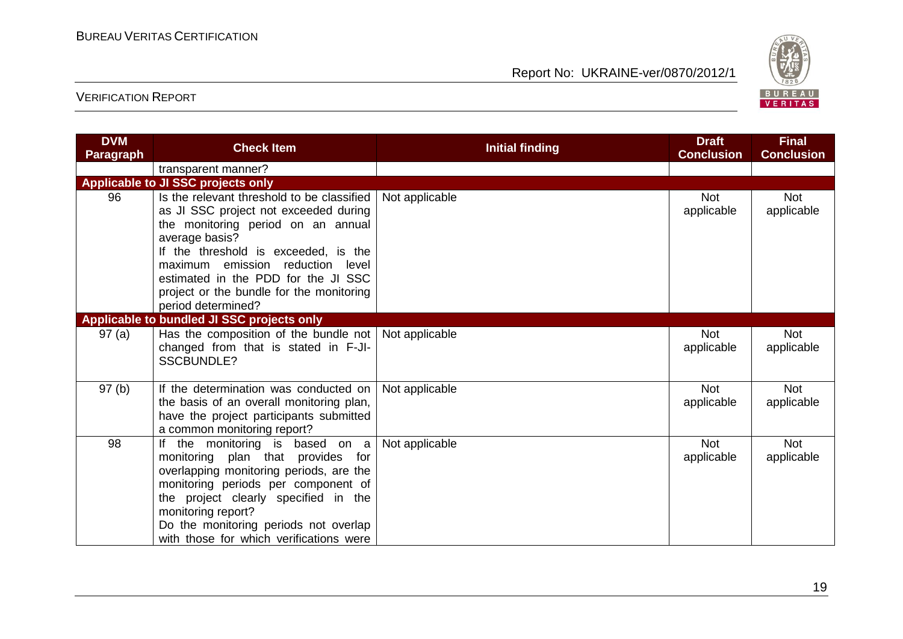| DVM Paragraph | Check Item | Initial finding | Draft Conclusion | Final Conclusion |
|---|---|---|---|---|
| | transparent manner? | | | |
| **Applicable to JI SSC projects only** | | | | |
| 96 | Is the relevant threshold to be classified as JI SSC project not exceeded during the monitoring period on an annual average basis?<br>If the threshold is exceeded, is the maximum emission reduction level estimated in the PDD for the JI SSC project or the bundle for the monitoring period determined? | Not applicable | Not applicable | Not applicable |
| **Applicable to bundled JI SSC projects only** | | | | |
| 97 (a) | Has the composition of the bundle not changed from that is stated in F-JI-SSCBUNDLE? | Not applicable | Not applicable | Not applicable |
| 97 (b) | If the determination was conducted on the basis of an overall monitoring plan, have the project participants submitted a common monitoring report? | Not applicable | Not applicable | Not applicable |
| 98 | If the monitoring is based on a monitoring plan that provides for overlapping monitoring periods, are the monitoring periods per component of the project clearly specified in the monitoring report?<br>Do the monitoring periods not overlap with those for which verifications were | Not applicable | Not applicable | Not applicable |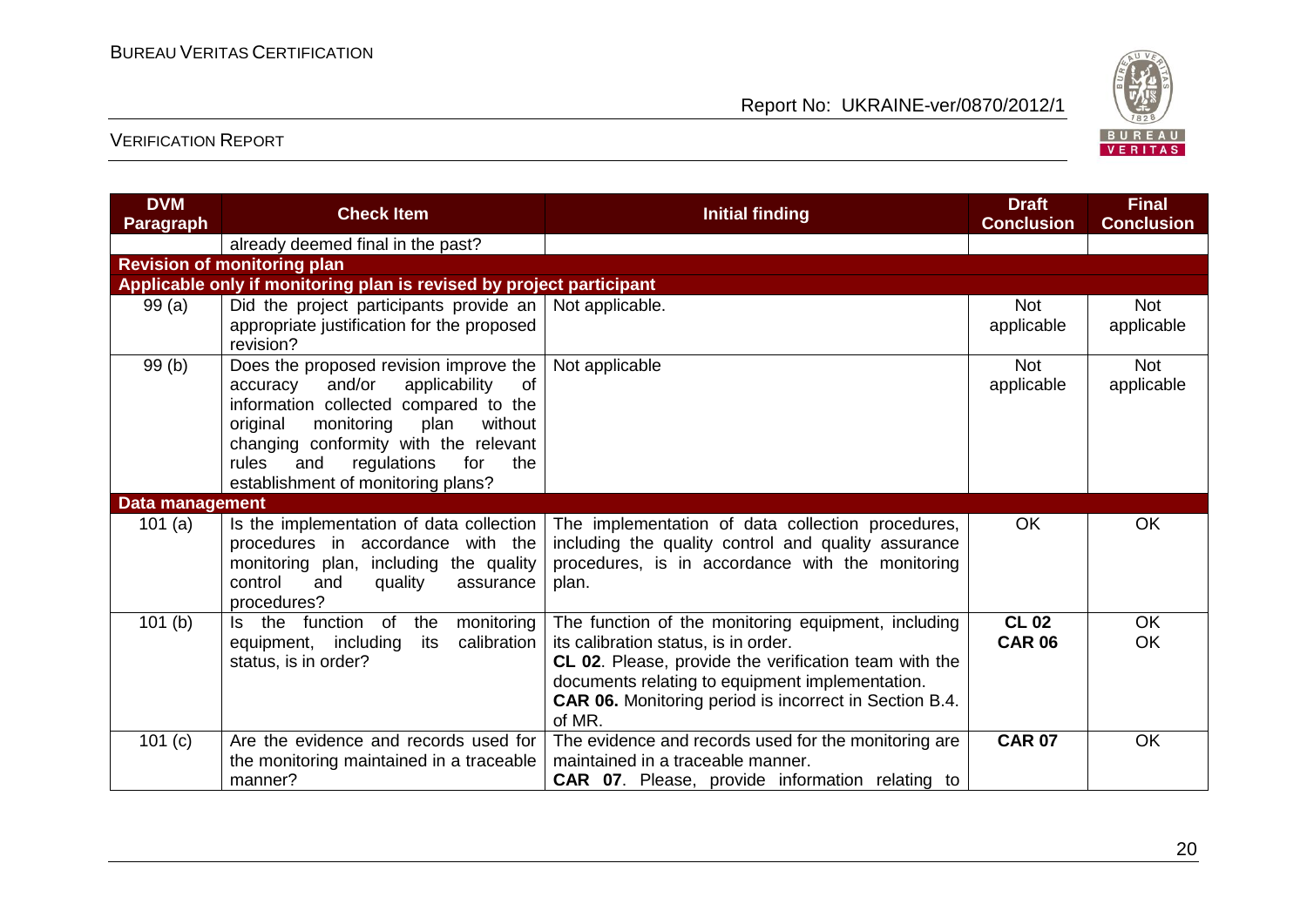| DVM Paragraph | Check Item | Initial finding | Draft Conclusion | Final Conclusion |
|---|---|---|---|---|
| | already deemed final in the past? | | | |
| **Revision of monitoring plan** | | | | |
| **Applicable only if monitoring plan is revised by project participant** | | | | |
| 99 (a) | Did the project participants provide an appropriate justification for the proposed revision? | Not applicable. | Not applicable | Not applicable |
| 99 (b) | Does the proposed revision improve the accuracy and/or applicability of information collected compared to the original monitoring plan without changing conformity with the relevant rules and regulations for the establishment of monitoring plans? | Not applicable | Not applicable | Not applicable |
| **Data management** | | | | |
| 101 (a) | Is the implementation of data collection procedures in accordance with the monitoring plan, including the quality control and quality assurance procedures? | The implementation of data collection procedures, including the quality control and quality assurance procedures, is in accordance with the monitoring plan. | OK | OK |
| 101 (b) | Is the function of the monitoring equipment, including its calibration status, is in order? | The function of the monitoring equipment, including its calibration status, is in order.<br>**CL 02**. Please, provide the verification team with the documents relating to equipment implementation.<br>**CAR 06.** Monitoring period is incorrect in Section B.4. of MR. | **CL 02**<br>**CAR 06** | OK<br>OK |
| 101 (c) | Are the evidence and records used for the monitoring maintained in a traceable manner? | The evidence and records used for the monitoring are maintained in a traceable manner.<br>**CAR 07**. Please, provide information relating to | **CAR 07** | OK |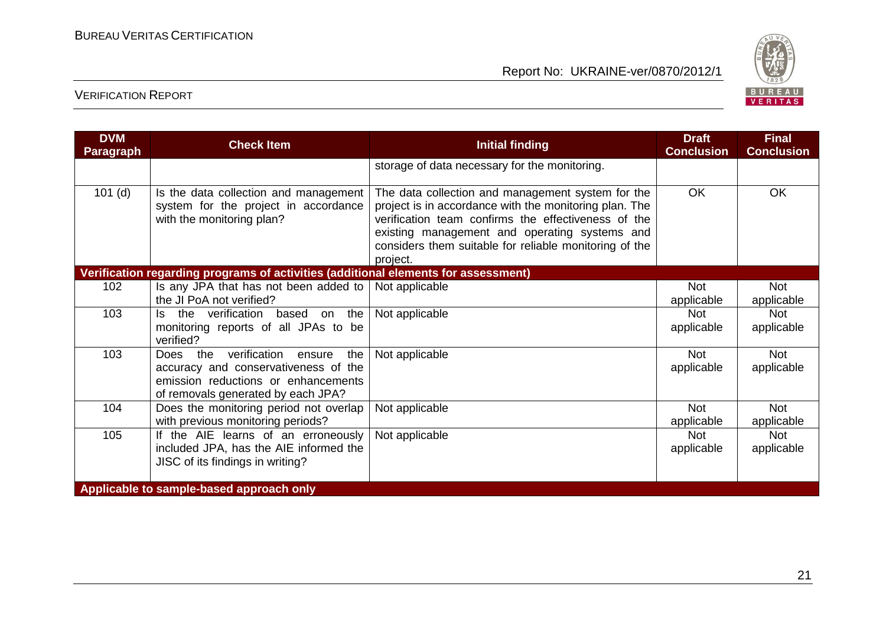| DVM Paragraph | Check Item | Initial finding | Draft Conclusion | Final Conclusion |
|---|---|---|---|---|
| | | storage of data necessary for the monitoring. | | |
| 101 (d) | Is the data collection and management system for the project in accordance with the monitoring plan? | The data collection and management system for the project is in accordance with the monitoring plan. The verification team confirms the effectiveness of the existing management and operating systems and considers them suitable for reliable monitoring of the project. | OK | OK |
| **Verification regarding programs of activities (additional elements for assessment)** | | | | |
| 102 | Is any JPA that has not been added to the JI PoA not verified? | Not applicable | Not applicable | Not applicable |
| 103 | Is the verification based on the monitoring reports of all JPAs to be verified? | Not applicable | Not applicable | Not applicable |
| 103 | Does the verification ensure the accuracy and conservativeness of the emission reductions or enhancements of removals generated by each JPA? | Not applicable | Not applicable | Not applicable |
| 104 | Does the monitoring period not overlap with previous monitoring periods? | Not applicable | Not applicable | Not applicable |
| 105 | If the AIE learns of an erroneously included JPA, has the AIE informed the JISC of its findings in writing? | Not applicable | Not applicable | Not applicable |
| **Applicable to sample-based approach only** | | | | |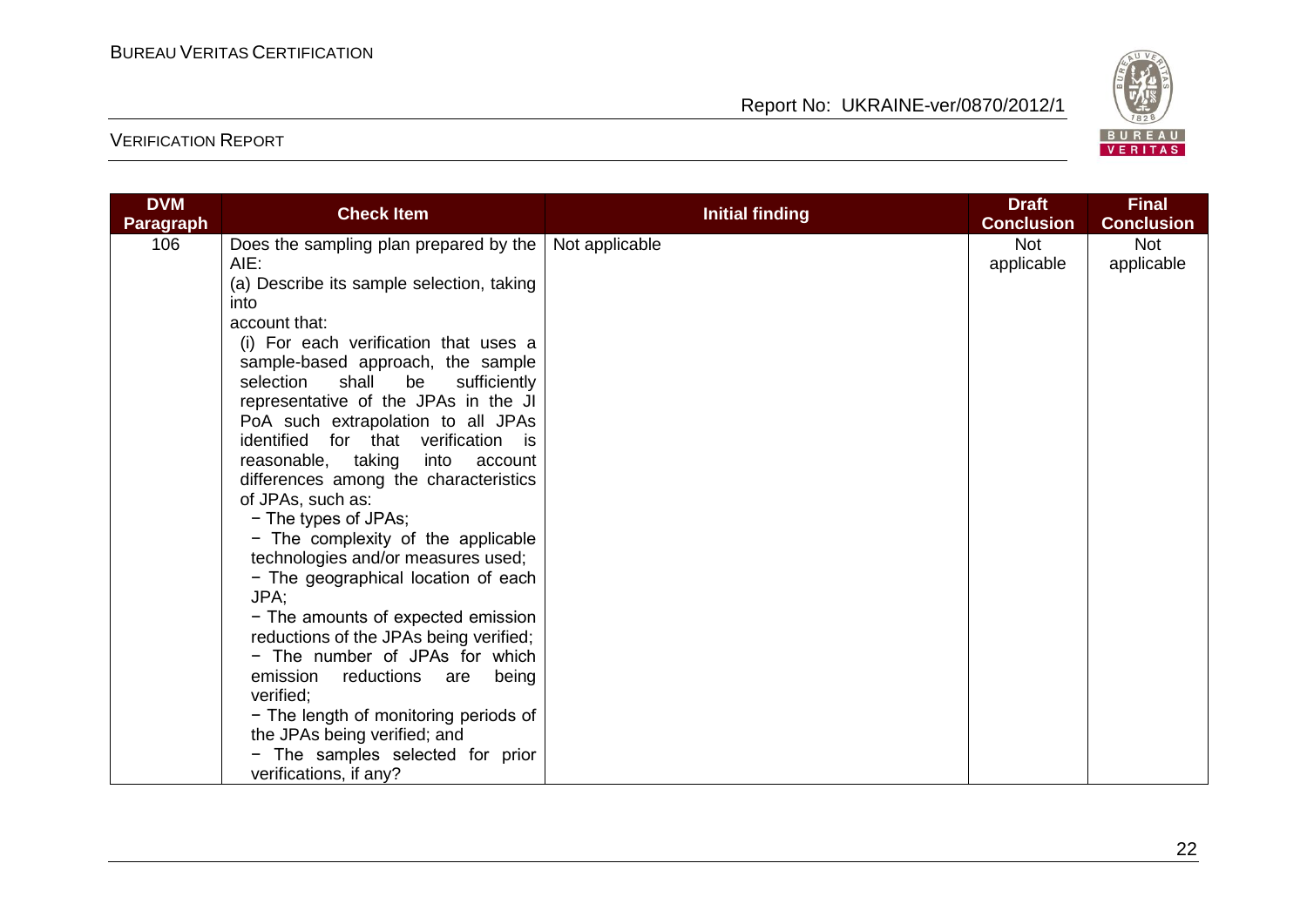| DVM Paragraph | Check Item | Initial finding | Draft Conclusion | Final Conclusion |
|---|---|---|---|---|
| 106 | Does the sampling plan prepared by the AIE:<br>(a) Describe its sample selection, taking into account that:<br>(i) For each verification that uses a sample-based approach, the sample selection shall be sufficiently representative of the JPAs in the JI PoA such extrapolation to all JPAs identified for that verification is reasonable, taking into account differences among the characteristics of JPAs, such as:<br>− The types of JPAs;<br>− The complexity of the applicable technologies and/or measures used;<br>− The geographical location of each JPA;<br>− The amounts of expected emission reductions of the JPAs being verified;<br>− The number of JPAs for which emission reductions are being verified;<br>− The length of monitoring periods of the JPAs being verified; and<br>− The samples selected for prior verifications, if any? | Not applicable | Not applicable | Not applicable |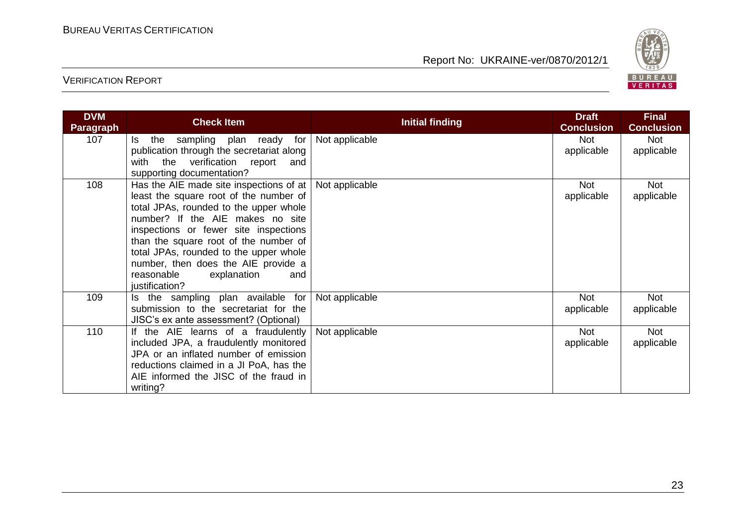| DVM Paragraph | Check Item | Initial finding | Draft Conclusion | Final Conclusion |
|---|---|---|---|---|
| 107 | Is the sampling plan ready for publication through the secretariat along with the verification report and supporting documentation? | Not applicable | Not applicable | Not applicable |
| 108 | Has the AIE made site inspections of at least the square root of the number of total JPAs, rounded to the upper whole number? If the AIE makes no site inspections or fewer site inspections than the square root of the number of total JPAs, rounded to the upper whole number, then does the AIE provide a reasonable explanation and justification? | Not applicable | Not applicable | Not applicable |
| 109 | Is the sampling plan available for submission to the secretariat for the JISC's ex ante assessment? (Optional) | Not applicable | Not applicable | Not applicable |
| 110 | If the AIE learns of a fraudulently included JPA, a fraudulently monitored JPA or an inflated number of emission reductions claimed in a JI PoA, has the AIE informed the JISC of the fraud in writing? | Not applicable | Not applicable | Not applicable |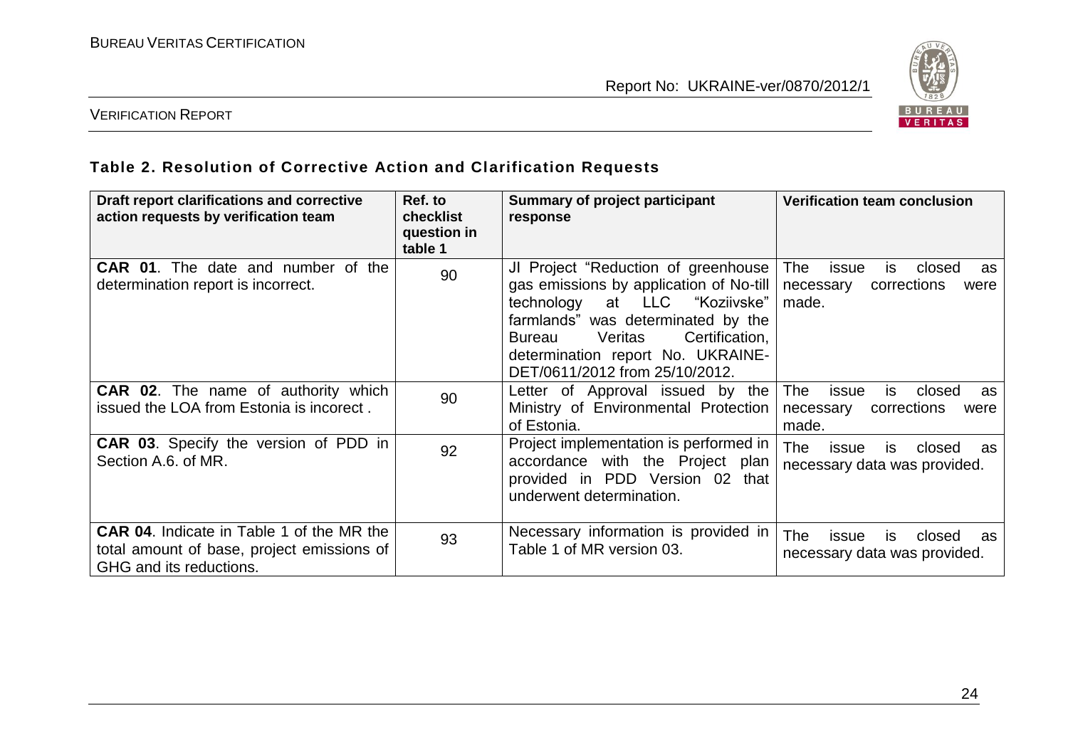### Table 2. Resolution of Corrective Action and Clarification Requests

| Draft report clarifications and corrective action requests by verification team | Ref. to checklist question in table 1 | Summary of project participant response | Verification team conclusion |
|---|---|---|---|
| **CAR 01**. The date and number of the determination report is incorrect. | 90 | JI Project "Reduction of greenhouse gas emissions by application of No-till technology at LLC "Koziivske" farmlands" was determined by the Bureau Veritas Certification, determination report No. UKRAINE-DET/0611/2012 from 25/10/2012. | The issue is closed as necessary corrections were made. |
| **CAR 02**. The name of authority which issued the LOA from Estonia is incorect . | 90 | Letter of Approval issued by the Ministry of Environmental Protection of Estonia. | The issue is closed as necessary corrections were made. |
| **CAR 03**. Specify the version of PDD in Section A.6. of MR. | 92 | Project implementation is performed in accordance with the Project plan provided in PDD Version 02 that underwent determination. | The issue is closed as necessary data was provided. |
| **CAR 04**. Indicate in Table 1 of the MR the total amount of base, project emissions of GHG and its reductions. | 93 | Necessary information is provided in Table 1 of MR version 03. | The issue is closed as necessary data was provided. |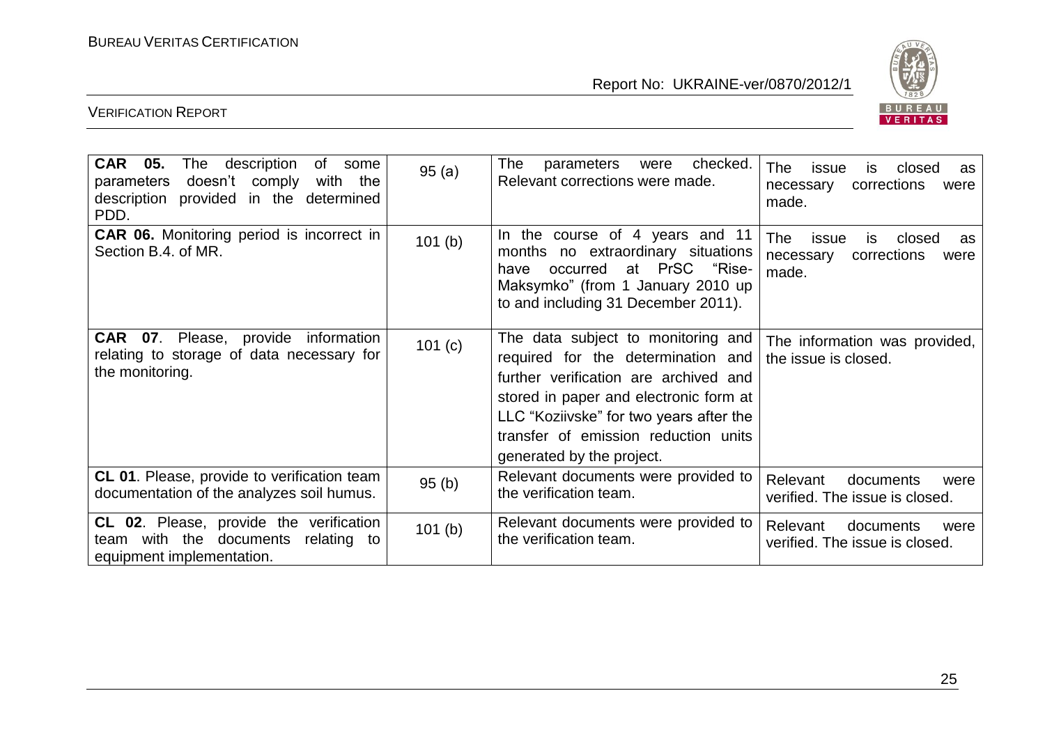| | | | |
|---|---|---|---|
| **CAR 05.** The description of some parameters doesn't comply with the description provided in the determined PDD. | 95 (a) | The parameters were checked. Relevant corrections were made. | The issue is closed as necessary corrections were made. |
| **CAR 06.** Monitoring period is incorrect in Section B.4. of MR. | 101 (b) | In the course of 4 years and 11 months no extraordinary situations have occurred at PrSC "Rise-Maksymko" (from 1 January 2010 up to and including 31 December 2011). | The issue is closed as necessary corrections were made. |
| **CAR 07**. Please, provide information relating to storage of data necessary for the monitoring. | 101 (c) | The data subject to monitoring and required for the determination and further verification are archived and stored in paper and electronic form at LLC "Koziivske" for two years after the transfer of emission reduction units generated by the project. | The information was provided, the issue is closed. |
| **CL 01**. Please, provide to verification team documentation of the analyzes soil humus. | 95 (b) | Relevant documents were provided to the verification team. | Relevant documents were verified. The issue is closed. |
| **CL 02**. Please, provide the verification team with the documents relating to equipment implementation. | 101 (b) | Relevant documents were provided to the verification team. | Relevant documents were verified. The issue is closed. |